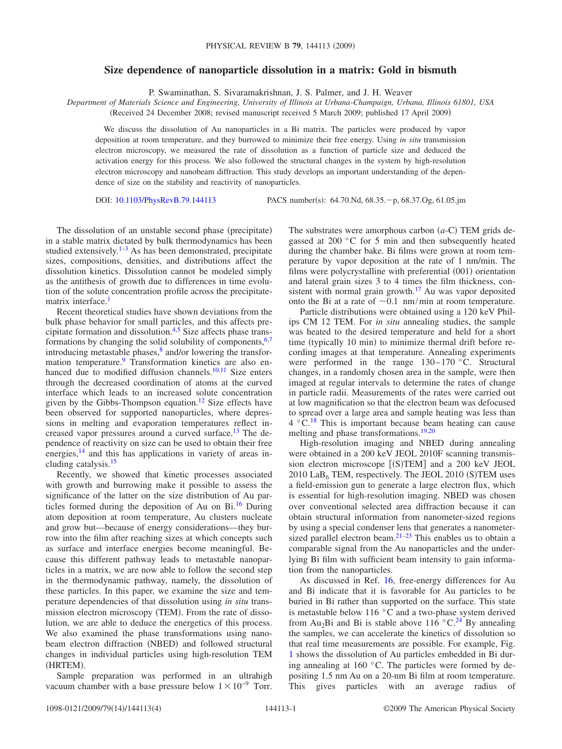# Size dependence of nanoparticle dissolution in a matrix: Gold in bismuth

P. Swaminathan, S. Sivaramakrishnan, J. S. Palmer, and J. H. Weaver

*Department of Materials Science and Engineering, University of Illinois at Urbana-Champaign, Urbana, Illinois 61801, USA*

(Received 24 December 2008; revised manuscript received 5 March 2009; published 17 April 2009)

We discuss the dissolution of Au nanoparticles in a Bi matrix. The particles were produced by vapor deposition at room temperature, and they burrowed to minimize their free energy. Using *in situ* transmission electron microscopy, we measured the rate of dissolution as a function of particle size and deduced the activation energy for this process. We also followed the structural changes in the system by high-resolution electron microscopy and nanobeam diffraction. This study develops an important understanding of the dependence of size on the stability and reactivity of nanoparticles.

DOI: 10.1103/PhysRevB.79.144113 PACS number(s): 64.70.Nd, 68.35.−p, 68.37.Og, 61.05.jm

The dissolution of an unstable second phase (precipitate) in a stable matrix dictated by bulk thermodynamics has been studied extensively.[1–3] As has been demonstrated, precipitate sizes, compositions, densities, and distributions affect the dissolution kinetics. Dissolution cannot be modeled simply as the antithesis of growth due to differences in time evolution of the solute concentration profile across the precipitate-matrix interface.[1]

Recent theoretical studies have shown deviations from the bulk phase behavior for small particles, and this affects precipitate formation and dissolution.[4,5] Size affects phase transformations by changing the solid solubility of components,[6,7] introducing metastable phases,[8] and/or lowering the transformation temperature.[9] Transformation kinetics are also enhanced due to modified diffusion channels.[10,11] Size enters through the decreased coordination of atoms at the curved interface which leads to an increased solute concentration given by the Gibbs-Thompson equation.[12] Size effects have been observed for supported nanoparticles, where depressions in melting and evaporation temperatures reflect increased vapor pressures around a curved surface.[13] The dependence of reactivity on size can be used to obtain their free energies,[14] and this has applications in variety of areas including catalysis.[15]

Recently, we showed that kinetic processes associated with growth and burrowing make it possible to assess the significance of the latter on the size distribution of Au particles formed during the deposition of Au on Bi.[16] During atom deposition at room temperature, Au clusters nucleate and grow but—because of energy considerations—they burrow into the film after reaching sizes at which concepts such as surface and interface energies become meaningful. Because this different pathway leads to metastable nanoparticles in a matrix, we are now able to follow the second step in the thermodynamic pathway, namely, the dissolution of these particles. In this paper, we examine the size and temperature dependencies of that dissolution using *in situ* transmission electron microscopy (TEM). From the rate of dissolution, we are able to deduce the energetics of this process. We also examined the phase transformations using nanobeam electron diffraction (NBED) and followed structural changes in individual particles using high-resolution TEM (HRTEM).

Sample preparation was performed in an ultrahigh vacuum chamber with a base pressure below $1\times10^{-9}$ Torr. The substrates were amorphous carbon (*a*-C) TEM grids degassed at 200 °C for 5 min and then subsequently heated during the chamber bake. Bi films were grown at room temperature by vapor deposition at the rate of 1 nm/min. The films were polycrystalline with preferential (001) orientation and lateral grain sizes 3 to 4 times the film thickness, consistent with normal grain growth.[17] Au was vapor deposited onto the Bi at a rate of ~0.1 nm/min at room temperature.

Particle distributions were obtained using a 120 keV Philips CM 12 TEM. For *in situ* annealing studies, the sample was heated to the desired temperature and held for a short time (typically 10 min) to minimize thermal drift before recording images at that temperature. Annealing experiments were performed in the range 130–170 °C. Structural changes, in a randomly chosen area in the sample, were then imaged at regular intervals to determine the rates of change in particle radii. Measurements of the rates were carried out at low magnification so that the electron beam was defocused to spread over a large area and sample heating was less than 4 °C.[18] This is important because beam heating can cause melting and phase transformations.[19,20]

High-resolution imaging and NBED during annealing were obtained in a 200 keV JEOL 2010F scanning transmission electron microscope [(S)TEM] and a 200 keV JEOL 2010 $LaB_6$ TEM, respectively. The JEOL 2010 (S)TEM uses a field-emission gun to generate a large electron flux, which is essential for high-resolution imaging. NBED was chosen over conventional selected area diffraction because it can obtain structural information from nanometer-sized regions by using a special condenser lens that generates a nanometer-sized parallel electron beam.[21–23] This enables us to obtain a comparable signal from the Au nanoparticles and the underlying Bi film with sufficient beam intensity to gain information from the nanoparticles.

As discussed in Ref. 16, free-energy differences for Au and Bi indicate that it is favorable for Au particles to be buried in Bi rather than supported on the surface. This state is metastable below 116 °C and a two-phase system derived from $Au_2Bi$ and Bi is stable above 116 °C.[24] By annealing the samples, we can accelerate the kinetics of dissolution so that real time measurements are possible. For example, Fig. 1 shows the dissolution of Au particles embedded in Bi during annealing at 160 °C. The particles were formed by depositing 1.5 nm Au on a 20-nm Bi film at room temperature. This gives particles with an average radius of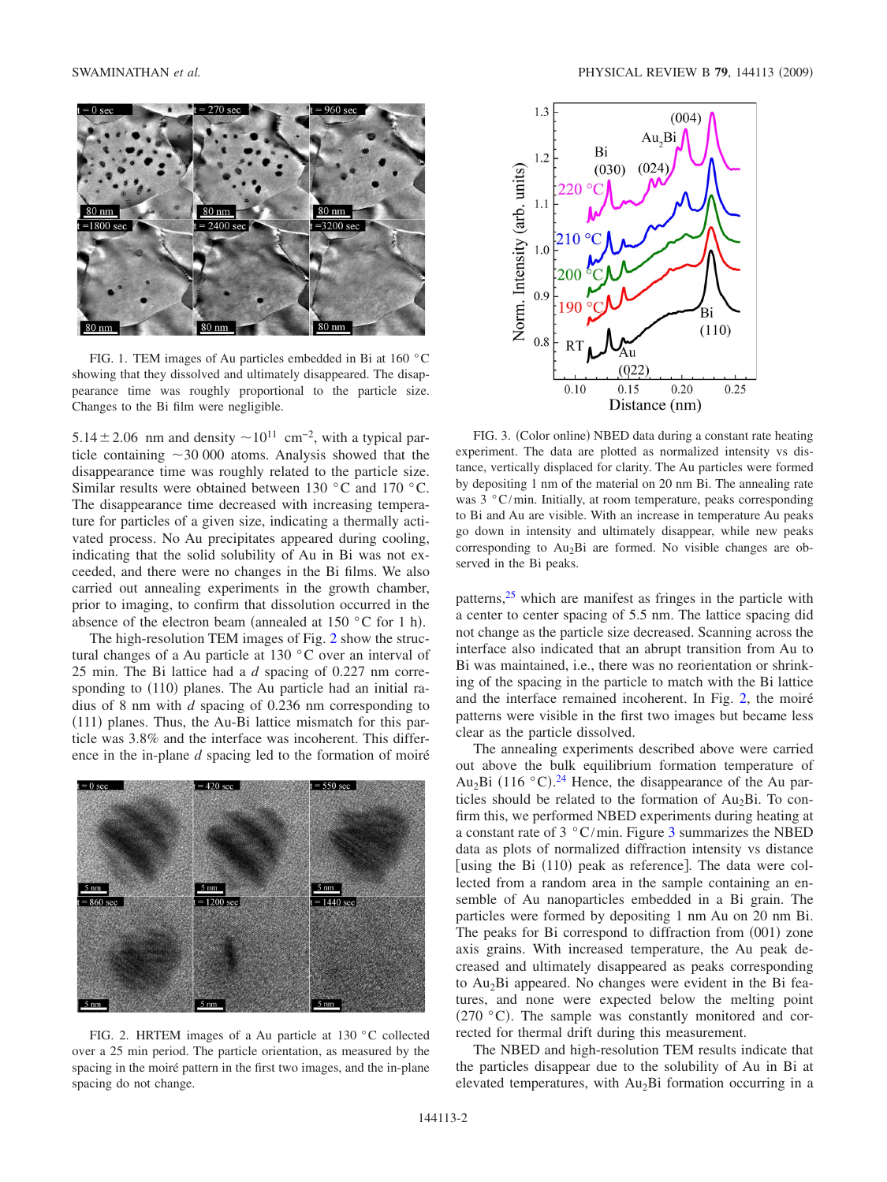FIG. 1. TEM images of Au particles embedded in Bi at 160 °C showing that they dissolved and ultimately disappeared. The disappearance time was roughly proportional to the particle size. Changes to the Bi film were negligible.

$5.14 \pm 2.06$ nm and density $\sim 10^{11}$ $\text{cm}^{-2}$, with a typical particle containing $\sim 30\,000$ atoms. Analysis showed that the disappearance time was roughly related to the particle size. Similar results were obtained between 130 °C and 170 °C. The disappearance time decreased with increasing temperature for particles of a given size, indicating a thermally activated process. No Au precipitates appeared during cooling, indicating that the solid solubility of Au in Bi was not exceeded, and there were no changes in the Bi films. We also carried out annealing experiments in the growth chamber, prior to imaging, to confirm that dissolution occurred in the absence of the electron beam (annealed at 150 °C for 1 h).

The high-resolution TEM images of Fig. 2 show the structural changes of a Au particle at 130 °C over an interval of 25 min. The Bi lattice had a $d$ spacing of 0.227 nm corresponding to (110) planes. The Au particle had an initial radius of 8 nm with $d$ spacing of 0.236 nm corresponding to (111) planes. Thus, the Au-Bi lattice mismatch for this particle was 3.8% and the interface was incoherent. This difference in the in-plane $d$ spacing led to the formation of moiré patterns,[25] which are manifest as fringes in the particle with a center to center spacing of 5.5 nm. The lattice spacing did not change as the particle size decreased. Scanning across the interface also indicated that an abrupt transition from Au to Bi was maintained, i.e., there was no reorientation or shrinking of the spacing in the particle to match with the Bi lattice and the interface remained incoherent. In Fig. 2, the moiré patterns were visible in the first two images but became less clear as the particle dissolved.

FIG. 2. HRTEM images of a Au particle at 130 °C collected over a 25 min period. The particle orientation, as measured by the spacing in the moiré pattern in the first two images, and the in-plane spacing do not change.

FIG. 3. (Color online) NBED data during a constant rate heating experiment. The data are plotted as normalized intensity vs distance, vertically displaced for clarity. The Au particles were formed by depositing 1 nm of the material on 20 nm Bi. The annealing rate was 3 °C/min. Initially, at room temperature, peaks corresponding to Bi and Au are visible. With an increase in temperature Au peaks go down in intensity and ultimately disappear, while new peaks corresponding to $Au_2Bi$ are formed. No visible changes are observed in the Bi peaks.

The annealing experiments described above were carried out above the bulk equilibrium formation temperature of $Au_2Bi$ (116 °C).[24] Hence, the disappearance of the Au particles should be related to the formation of $Au_2Bi$. To confirm this, we performed NBED experiments during heating at a constant rate of 3 °C/min. Figure 3 summarizes the NBED data as plots of normalized diffraction intensity vs distance [using the Bi (110) peak as reference]. The data were collected from a random area in the sample containing an ensemble of Au nanoparticles embedded in a Bi grain. The particles were formed by depositing 1 nm Au on 20 nm Bi. The peaks for Bi correspond to diffraction from (001) zone axis grains. With increased temperature, the Au peak decreased and ultimately disappeared as peaks corresponding to $Au_2Bi$ appeared. No changes were evident in the Bi features, and none were expected below the melting point (270 °C). The sample was constantly monitored and corrected for thermal drift during this measurement.

The NBED and high-resolution TEM results indicate that the particles disappear due to the solubility of Au in Bi at elevated temperatures, with $Au_2Bi$ formation occurring in a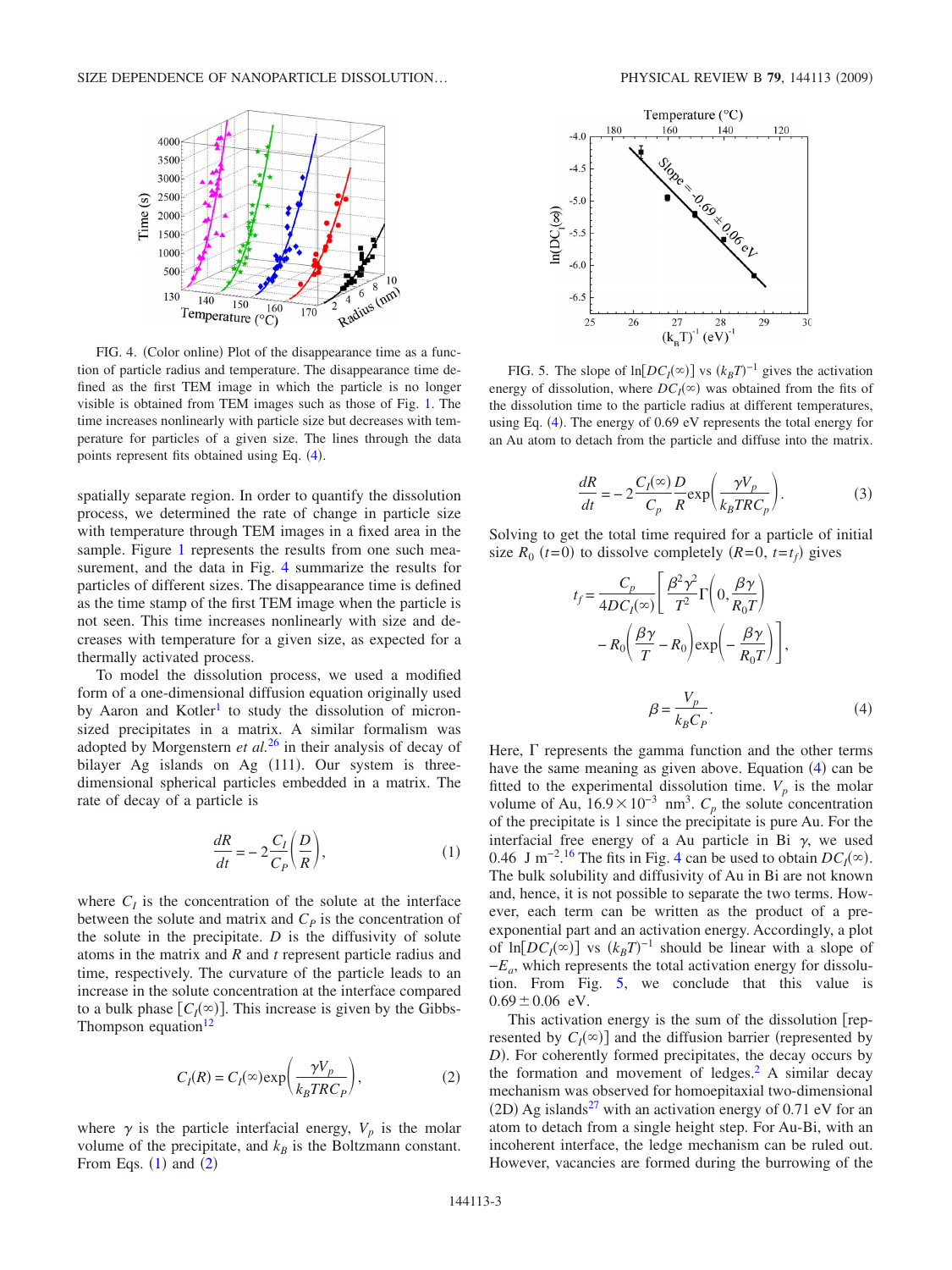FIG. 4. (Color online) Plot of the disappearance time as a function of particle radius and temperature. The disappearance time defined as the first TEM image in which the particle is no longer visible is obtained from TEM images such as those of Fig. 1. The time increases nonlinearly with particle size but decreases with temperature for particles of a given size. The lines through the data points represent fits obtained using Eq. (4).

spatially separate region. In order to quantify the dissolution process, we determined the rate of change in particle size with temperature through TEM images in a fixed area in the sample. Figure 1 represents the results from one such measurement, and the data in Fig. 4 summarize the results for particles of different sizes. The disappearance time is defined as the time stamp of the first TEM image when the particle is not seen. This time increases nonlinearly with size and decreases with temperature for a given size, as expected for a thermally activated process.

To model the dissolution process, we used a modified form of a one-dimensional diffusion equation originally used by Aaron and Kotler[1] to study the dissolution of micron-sized precipitates in a matrix. A similar formalism was adopted by Morgenstern *et al.*[26] in their analysis of decay of bilayer Ag islands on Ag (111). Our system is three-dimensional spherical particles embedded in a matrix. The rate of decay of a particle is

$$\frac{dR}{dt} = -2\frac{C_I}{C_P}\left(\frac{D}{R}\right), \tag{1}$$

where $C_I$ is the concentration of the solute at the interface between the solute and matrix and $C_P$ is the concentration of the solute in the precipitate. $D$ is the diffusivity of solute atoms in the matrix and $R$ and $t$ represent particle radius and time, respectively. The curvature of the particle leads to an increase in the solute concentration at the interface compared to a bulk phase $[C_I(\infty)]$. This increase is given by the Gibbs-Thompson equation[12]

$$C_I(R) = C_I(\infty)\exp\left(\frac{\gamma V_p}{k_B T R C_P}\right), \tag{2}$$

where $\gamma$ is the particle interfacial energy, $V_p$ is the molar volume of the precipitate, and $k_B$ is the Boltzmann constant. From Eqs. (1) and (2)

FIG. 5. The slope of $\ln[DC_I(\infty)]$ vs $(k_BT)^{-1}$ gives the activation energy of dissolution, where $DC_I(\infty)$ was obtained from the fits of the dissolution time to the particle radius at different temperatures, using Eq. (4). The energy of 0.69 eV represents the total energy for an Au atom to detach from the particle and diffuse into the matrix.

$$\frac{dR}{dt} = -2\frac{C_I(\infty)}{C_p}\frac{D}{R}\exp\left(\frac{\gamma V_p}{k_B T R C_p}\right). \tag{3}$$

Solving to get the total time required for a particle of initial size $R_0$ $(t=0)$ to dissolve completely $(R=0,\ t=t_f)$ gives

$$t_f = \frac{C_p}{4DC_I(\infty)}\left[\frac{\beta^2\gamma^2}{T^2}\Gamma\left(0,\frac{\beta\gamma}{R_0 T}\right) - R_0\left(\frac{\beta\gamma}{T} - R_0\right)\exp\left(-\frac{\beta\gamma}{R_0 T}\right)\right],$$

$$\beta = \frac{V_p}{k_B C_P}. \tag{4}$$

Here, $\Gamma$ represents the gamma function and the other terms have the same meaning as given above. Equation (4) can be fitted to the experimental dissolution time. $V_p$ is the molar volume of Au, $16.9\times10^{-3}$ nm$^3$. $C_p$ the solute concentration of the precipitate is 1 since the precipitate is pure Au. For the interfacial free energy of a Au particle in Bi $\gamma$, we used 0.46 J m$^{-2}$.[16] The fits in Fig. 4 can be used to obtain $DC_I(\infty)$. The bulk solubility and diffusivity of Au in Bi are not known and, hence, it is not possible to separate the two terms. However, each term can be written as the product of a pre-exponential part and an activation energy. Accordingly, a plot of $\ln[DC_I(\infty)]$ vs $(k_BT)^{-1}$ should be linear with a slope of $-E_a$, which represents the total activation energy for dissolution. From Fig. 5, we conclude that this value is $0.69\pm0.06$ eV.

This activation energy is the sum of the dissolution [represented by $C_I(\infty)$] and the diffusion barrier (represented by $D$). For coherently formed precipitates, the decay occurs by the formation and movement of ledges.[2] A similar decay mechanism was observed for homoepitaxial two-dimensional (2D) Ag islands[27] with an activation energy of 0.71 eV for an atom to detach from a single height step. For Au-Bi, with an incoherent interface, the ledge mechanism can be ruled out. However, vacancies are formed during the burrowing of the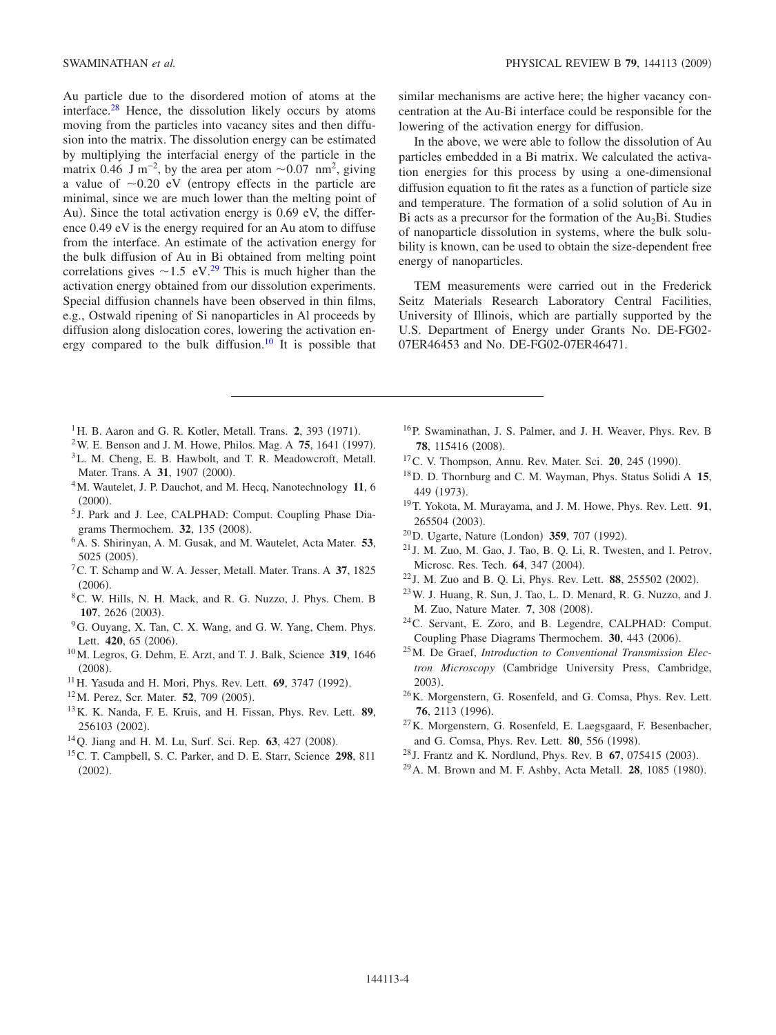Au particle due to the disordered motion of atoms at the interface.[28] Hence, the dissolution likely occurs by atoms moving from the particles into vacancy sites and then diffusion into the matrix. The dissolution energy can be estimated by multiplying the interfacial energy of the particle in the matrix 0.46 $J m^{-2}$, by the area per atom $\sim$0.07 $nm^2$, giving a value of $\sim$0.20 eV (entropy effects in the particle are minimal, since we are much lower than the melting point of Au). Since the total activation energy is 0.69 eV, the difference 0.49 eV is the energy required for an Au atom to diffuse from the interface. An estimate of the activation energy for the bulk diffusion of Au in Bi obtained from melting point correlations gives $\sim$1.5 eV.[29] This is much higher than the activation energy obtained from our dissolution experiments. Special diffusion channels have been observed in thin films, e.g., Ostwald ripening of Si nanoparticles in Al proceeds by diffusion along dislocation cores, lowering the activation energy compared to the bulk diffusion.[10] It is possible that similar mechanisms are active here; the higher vacancy concentration at the Au-Bi interface could be responsible for the lowering of the activation energy for diffusion.

In the above, we were able to follow the dissolution of Au particles embedded in a Bi matrix. We calculated the activation energies for this process by using a one-dimensional diffusion equation to fit the rates as a function of particle size and temperature. The formation of a solid solution of Au in Bi acts as a precursor for the formation of the $Au_2Bi$. Studies of nanoparticle dissolution in systems, where the bulk solubility is known, can be used to obtain the size-dependent free energy of nanoparticles.

TEM measurements were carried out in the Frederick Seitz Materials Research Laboratory Central Facilities, University of Illinois, which are partially supported by the U.S. Department of Energy under Grants No. DE-FG02-07ER46453 and No. DE-FG02-07ER46471.

---

[1] H. B. Aaron and G. R. Kotler, Metall. Trans. **2**, 393 (1971).
[2] W. E. Benson and J. M. Howe, Philos. Mag. A **75**, 1641 (1997).
[3] L. M. Cheng, E. B. Hawbolt, and T. R. Meadowcroft, Metall. Mater. Trans. A **31**, 1907 (2000).
[4] M. Wautelet, J. P. Dauchot, and M. Hecq, Nanotechnology **11**, 6 (2000).
[5] J. Park and J. Lee, CALPHAD: Comput. Coupling Phase Diagrams Thermochem. **32**, 135 (2008).
[6] A. S. Shirinyan, A. M. Gusak, and M. Wautelet, Acta Mater. **53**, 5025 (2005).
[7] C. T. Schamp and W. A. Jesser, Metall. Mater. Trans. A **37**, 1825 (2006).
[8] C. W. Hills, N. H. Mack, and R. G. Nuzzo, J. Phys. Chem. B **107**, 2626 (2003).
[9] G. Ouyang, X. Tan, C. X. Wang, and G. W. Yang, Chem. Phys. Lett. **420**, 65 (2006).
[10] M. Legros, G. Dehm, E. Arzt, and T. J. Balk, Science **319**, 1646 (2008).
[11] H. Yasuda and H. Mori, Phys. Rev. Lett. **69**, 3747 (1992).
[12] M. Perez, Scr. Mater. **52**, 709 (2005).
[13] K. K. Nanda, F. E. Kruis, and H. Fissan, Phys. Rev. Lett. **89**, 256103 (2002).
[14] Q. Jiang and H. M. Lu, Surf. Sci. Rep. **63**, 427 (2008).
[15] C. T. Campbell, S. C. Parker, and D. E. Starr, Science **298**, 811 (2002).
[16] P. Swaminathan, J. S. Palmer, and J. H. Weaver, Phys. Rev. B **78**, 115416 (2008).
[17] C. V. Thompson, Annu. Rev. Mater. Sci. **20**, 245 (1990).
[18] D. D. Thornburg and C. M. Wayman, Phys. Status Solidi A **15**, 449 (1973).
[19] T. Yokota, M. Murayama, and J. M. Howe, Phys. Rev. Lett. **91**, 265504 (2003).
[20] D. Ugarte, Nature (London) **359**, 707 (1992).
[21] J. M. Zuo, M. Gao, J. Tao, B. Q. Li, R. Twesten, and I. Petrov, Microsc. Res. Tech. **64**, 347 (2004).
[22] J. M. Zuo and B. Q. Li, Phys. Rev. Lett. **88**, 255502 (2002).
[23] W. J. Huang, R. Sun, J. Tao, L. D. Menard, R. G. Nuzzo, and J. M. Zuo, Nature Mater. **7**, 308 (2008).
[24] C. Servant, E. Zoro, and B. Legendre, CALPHAD: Comput. Coupling Phase Diagrams Thermochem. **30**, 443 (2006).
[25] M. De Graef, *Introduction to Conventional Transmission Electron Microscopy* (Cambridge University Press, Cambridge, 2003).
[26] K. Morgenstern, G. Rosenfeld, and G. Comsa, Phys. Rev. Lett. **76**, 2113 (1996).
[27] K. Morgenstern, G. Rosenfeld, E. Laegsgaard, F. Besenbacher, and G. Comsa, Phys. Rev. Lett. **80**, 556 (1998).
[28] J. Frantz and K. Nordlund, Phys. Rev. B **67**, 075415 (2003).
[29] A. M. Brown and M. F. Ashby, Acta Metall. **28**, 1085 (1980).